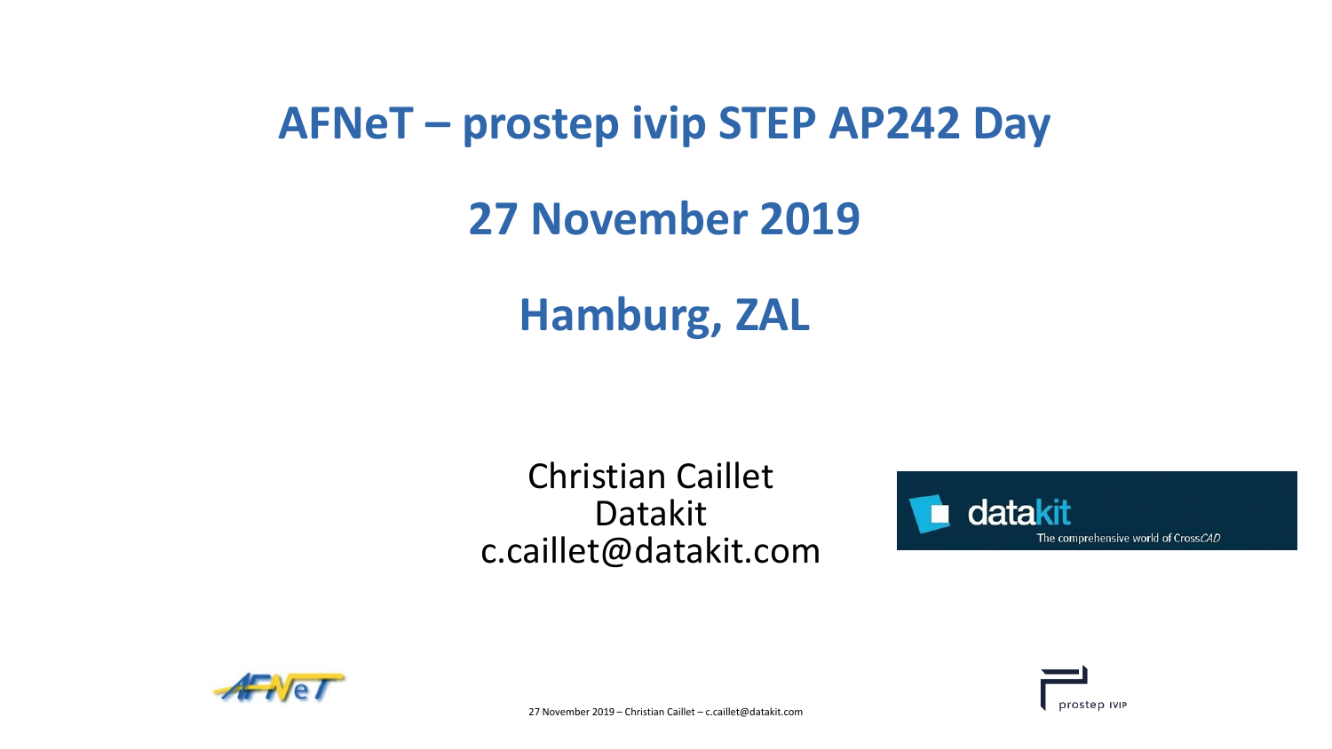# AFNeT – prostep ivip STEP AP242 Day

# 27 November 2019

# Hamburg, ZAL

Christian Caillet
Datakit
c.caillet@datakit.com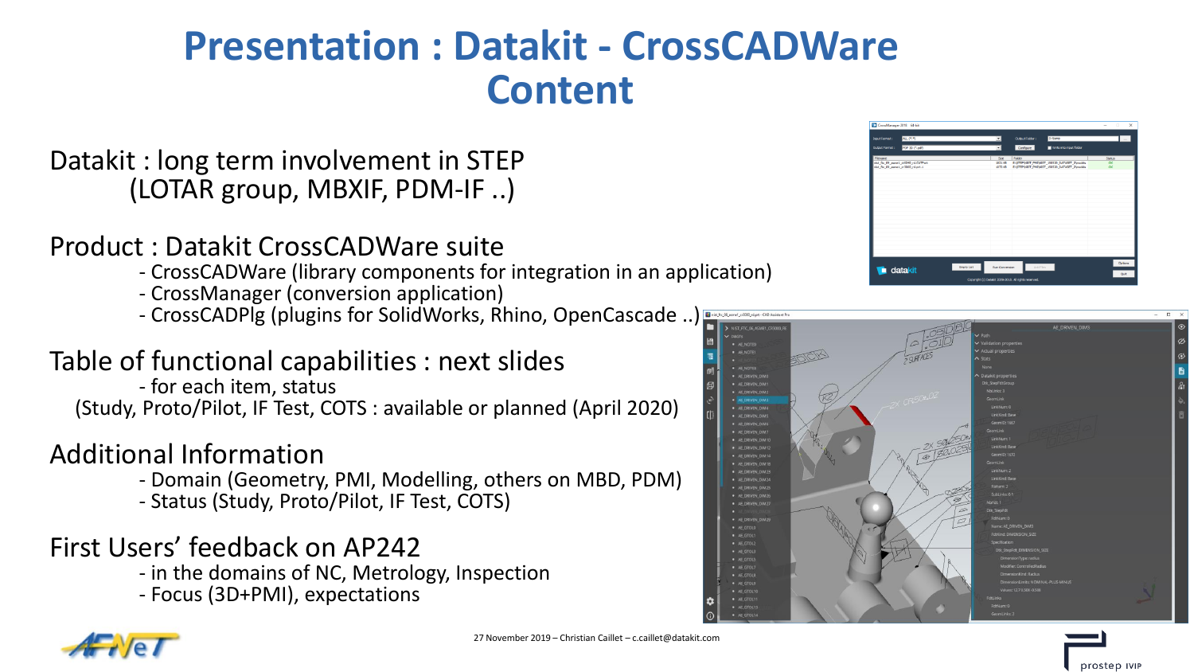# Presentation : Datakit - CrossCADWare Content

Datakit : long term involvement in STEP
(LOTAR group, MBXIF, PDM-IF ..)

Product : Datakit CrossCADWare suite
- CrossCADWare (library components for integration in an application)
- CrossManager (conversion application)
- CrossCADPlg (plugins for SolidWorks, Rhino, OpenCascade ..)

Table of functional capabilities : next slides
- for each item, status
(Study, Proto/Pilot, IF Test, COTS : available or planned (April 2020)

Additional Information
- Domain (Geometry, PMI, Modelling, others on MBD, PDM)
- Status (Study, Proto/Pilot, IF Test, COTS)

First Users' feedback on AP242
- in the domains of NC, Metrology, Inspection
- Focus (3D+PMI), expectations

27 November 2019 – Christian Caillet – c.caillet@datakit.com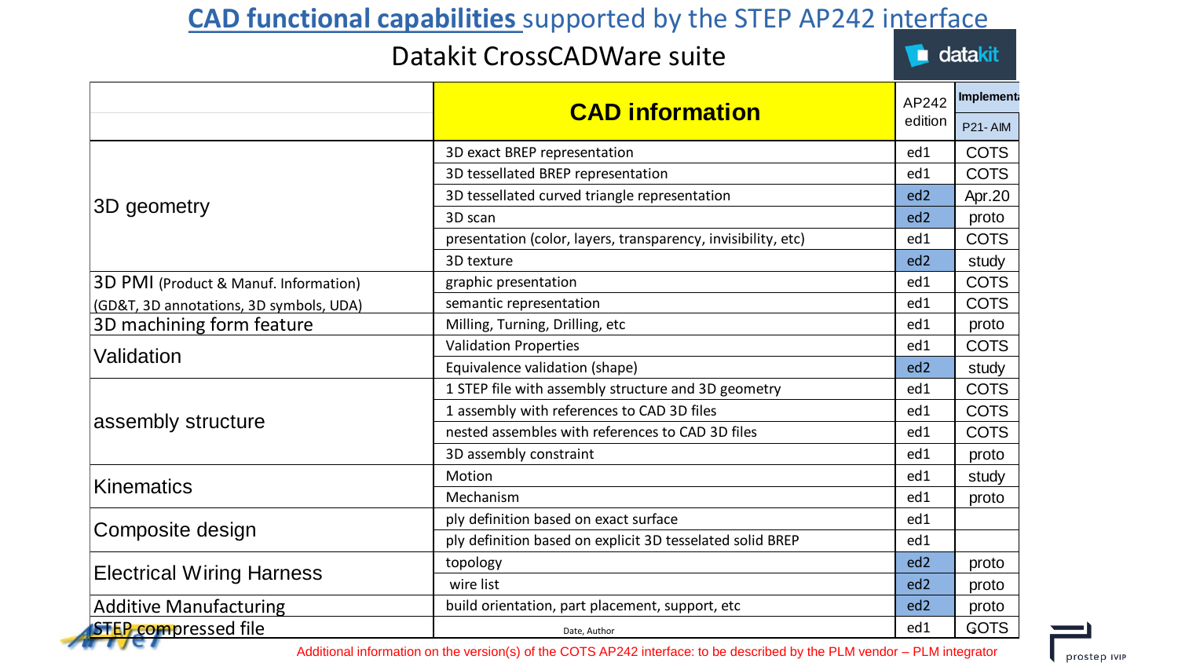# CAD functional capabilities supported by the STEP AP242 interface

## Datakit CrossCADWare suite

datakit

| | CAD information | AP242 edition | Implementa P21- AIM |
|---|---|---|---|
| 3D geometry | 3D exact BREP representation | ed1 | COTS |
| | 3D tessellated BREP representation | ed1 | COTS |
| | 3D tessellated curved triangle representation | ed2 | Apr.20 |
| | 3D scan | ed2 | proto |
| | presentation (color, layers, transparency, invisibility, etc) | ed1 | COTS |
| | 3D texture | ed2 | study |
| 3D PMI (Product & Manuf. Information) (GD&T, 3D annotations, 3D symbols, UDA) | graphic presentation | ed1 | COTS |
| | semantic representation | ed1 | COTS |
| 3D machining form feature | Milling, Turning, Drilling, etc | ed1 | proto |
| Validation | Validation Properties | ed1 | COTS |
| | Equivalence validation (shape) | ed2 | study |
| assembly structure | 1 STEP file with assembly structure and 3D geometry | ed1 | COTS |
| | 1 assembly with references to CAD 3D files | ed1 | COTS |
| | nested assembles with references to CAD 3D files | ed1 | COTS |
| | 3D assembly constraint | ed1 | proto |
| Kinematics | Motion | ed1 | study |
| | Mechanism | ed1 | proto |
| Composite design | ply definition based on exact surface | ed1 | |
| | ply definition based on explicit 3D tesselated solid BREP | ed1 | |
| Electrical Wiring Harness | topology | ed2 | proto |
| | wire list | ed2 | proto |
| Additive Manufacturing | build orientation, part placement, support, etc | ed2 | proto |
| STEP compressed file | | ed1 | COTS |

Additional information on the version(s) of the COTS AP242 interface: to be described by the PLM vendor – PLM integrator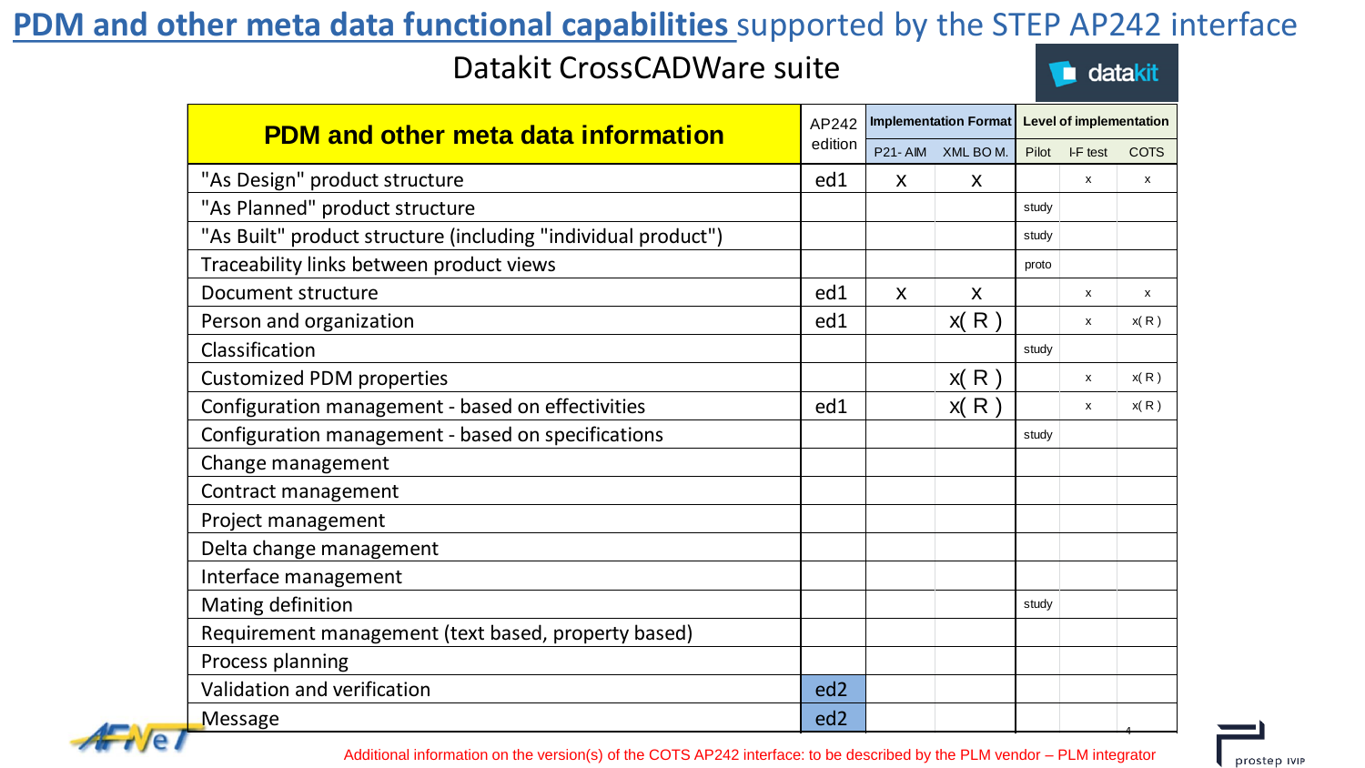# PDM and other meta data functional capabilities supported by the STEP AP242 interface

## Datakit CrossCADWare suite

| PDM and other meta data information | AP242 edition | Implementation Format | | Level of implementation | | |
|---|---|---|---|---|---|---|
| | | P21- AIM | XML BO M. | Pilot | I-F test | COTS |
| "As Design" product structure | ed1 | X | X | | x | x |
| "As Planned" product structure | | | | study | | |
| "As Built" product structure (including "individual product") | | | | study | | |
| Traceability links between product views | | | | proto | | |
| Document structure | ed1 | X | X | | x | x |
| Person and organization | ed1 | | x( R ) | | x | x( R ) |
| Classification | | | | study | | |
| Customized PDM properties | | | x( R ) | | x | x( R ) |
| Configuration management - based on effectivities | ed1 | | x( R ) | | x | x( R ) |
| Configuration management - based on specifications | | | | study | | |
| Change management | | | | | | |
| Contract management | | | | | | |
| Project management | | | | | | |
| Delta change management | | | | | | |
| Interface management | | | | | | |
| Mating definition | | | | study | | |
| Requirement management (text based, property based) | | | | | | |
| Process planning | | | | | | |
| Validation and verification | ed2 | | | | | |
| Message | ed2 | | | | | |

Additional information on the version(s) of the COTS AP242 interface: to be described by the PLM vendor – PLM integrator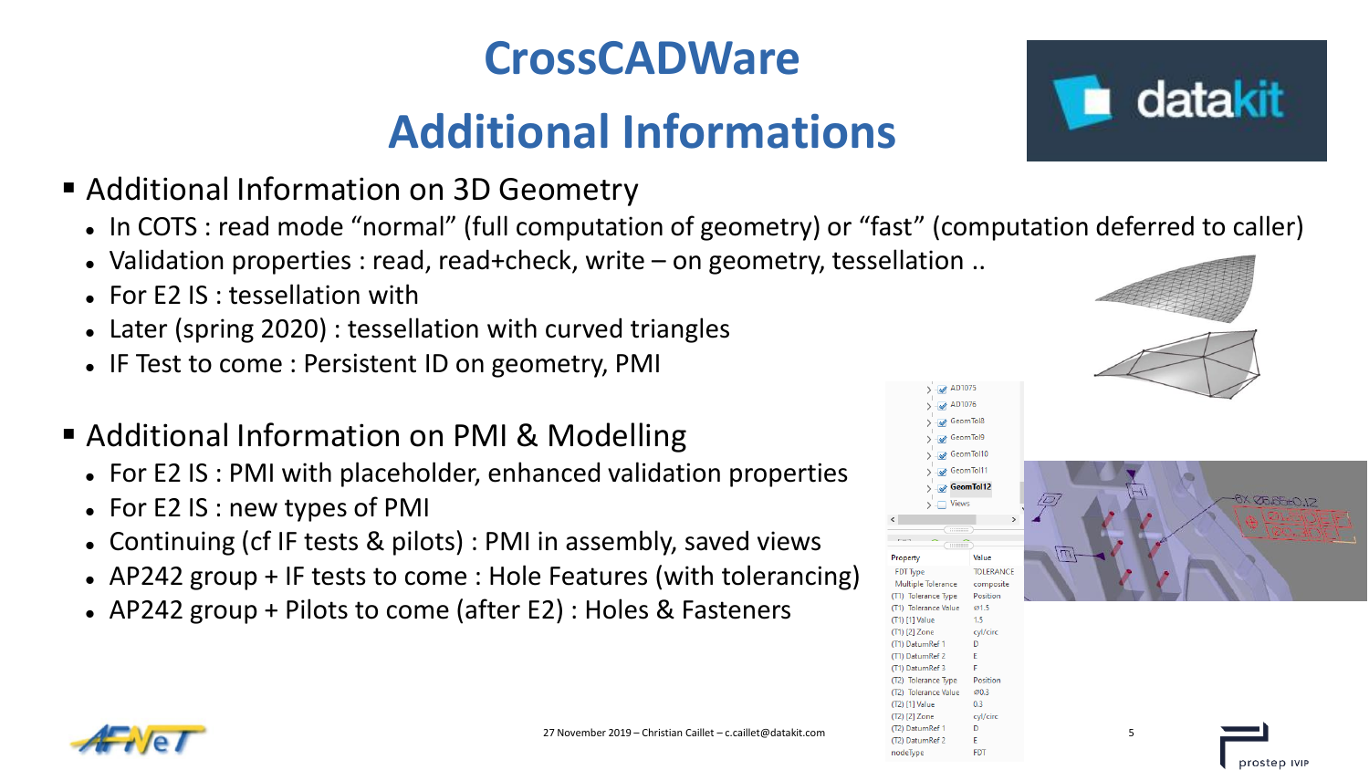# CrossCADWare

## Additional Informations

- Additional Information on 3D Geometry
  - In COTS : read mode “normal” (full computation of geometry) or “fast” (computation deferred to caller)
  - Validation properties : read, read+check, write – on geometry, tessellation ..
  - For E2 IS : tessellation with
  - Later (spring 2020) : tessellation with curved triangles
  - IF Test to come : Persistent ID on geometry, PMI

- Additional Information on PMI & Modelling
  - For E2 IS : PMI with placeholder, enhanced validation properties
  - For E2 IS : new types of PMI
  - Continuing (cf IF tests & pilots) : PMI in assembly, saved views
  - AP242 group + IF tests to come : Hole Features (with tolerancing)
  - AP242 group + Pilots to come (after E2) : Holes & Fasteners

27 November 2019 – Christian Caillet – c.caillet@datakit.com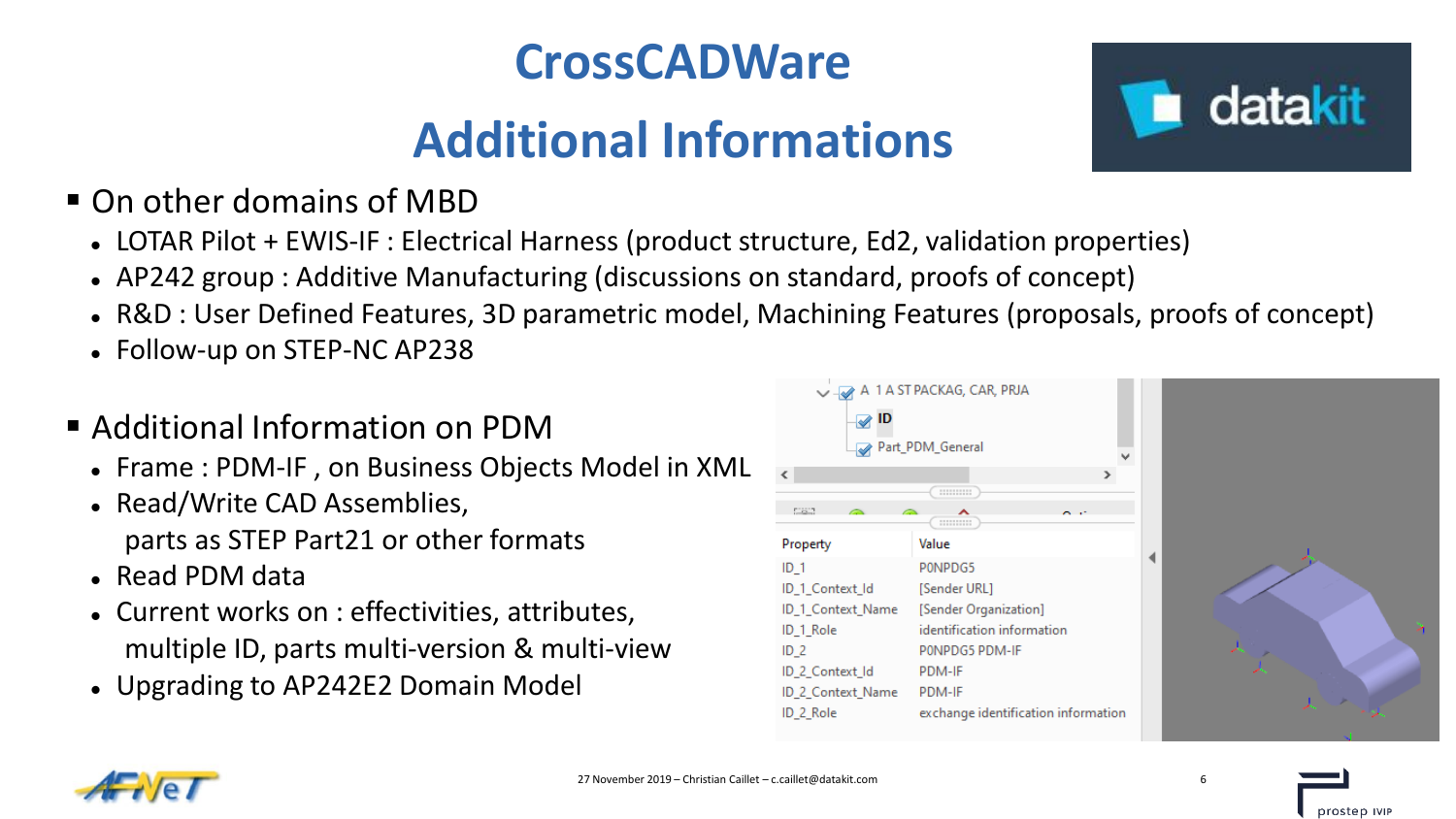# CrossCADWare

# Additional Informations

- On other domains of MBD
  - LOTAR Pilot + EWIS-IF : Electrical Harness (product structure, Ed2, validation properties)
  - AP242 group : Additive Manufacturing (discussions on standard, proofs of concept)
  - R&D : User Defined Features, 3D parametric model, Machining Features (proposals, proofs of concept)
  - Follow-up on STEP-NC AP238

- Additional Information on PDM
  - Frame : PDM-IF , on Business Objects Model in XML
  - Read/Write CAD Assemblies, parts as STEP Part21 or other formats
  - Read PDM data
  - Current works on : effectivities, attributes, multiple ID, parts multi-version & multi-view
  - Upgrading to AP242E2 Domain Model

A 1 A ST PACKAG, CAR, PRJA
- ID
- Part_PDM_General

| Property | Value |
| --- | --- |
| ID_1 | P0NPDG5 |
| ID_1_Context_Id | [Sender URL] |
| ID_1_Context_Name | [Sender Organization] |
| ID_1_Role | identification information |
| ID_2 | P0NPDG5 PDM-IF |
| ID_2_Context_Id | PDM-IF |
| ID_2_Context_Name | PDM-IF |
| ID_2_Role | exchange identification information |

27 November 2019 – Christian Caillet – c.caillet@datakit.com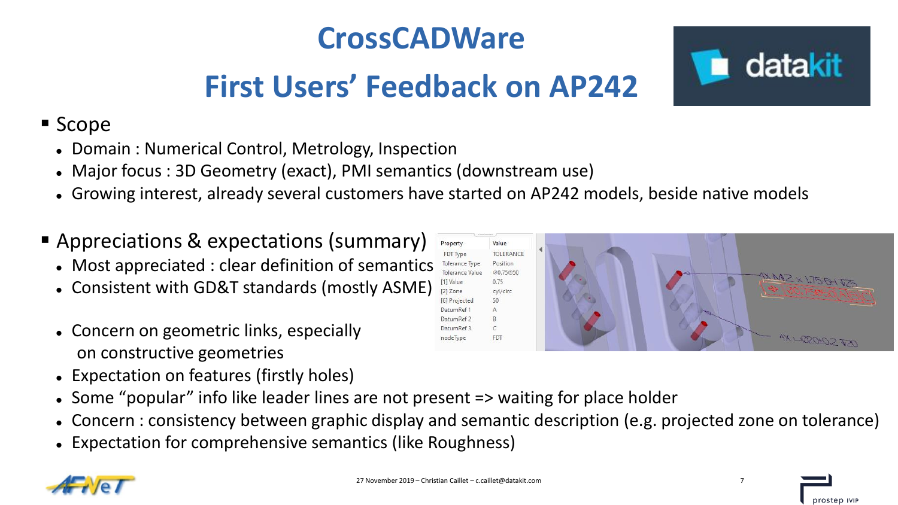# CrossCADWare

## First Users' Feedback on AP242

- Scope
  - Domain : Numerical Control, Metrology, Inspection
  - Major focus : 3D Geometry (exact), PMI semantics (downstream use)
  - Growing interest, already several customers have started on AP242 models, beside native models

- Appreciations & expectations (summary)
  - Most appreciated : clear definition of semantics
  - Consistent with GD&T standards (mostly ASME)
  - Concern on geometric links, especially on constructive geometries
  - Expectation on features (firstly holes)
  - Some "popular" info like leader lines are not present => waiting for place holder
  - Concern : consistency between graphic display and semantic description (e.g. projected zone on tolerance)
  - Expectation for comprehensive semantics (like Roughness)

| Property | Value |
|---|---|
| FDT Type | TOLERANCE |
| Tolerance Type | Position |
| Tolerance Value | Ø0.75Ⓟ50 |
| [1] Value | 0.75 |
| [2] Zone | cyl/circ |
| [6] Projected | 50 |
| DatumRef 1 | A |
| DatumRef 2 | B |
| DatumRef 3 | C |
| nodeType | FDT |

27 November 2019 – Christian Caillet – c.caillet@datakit.com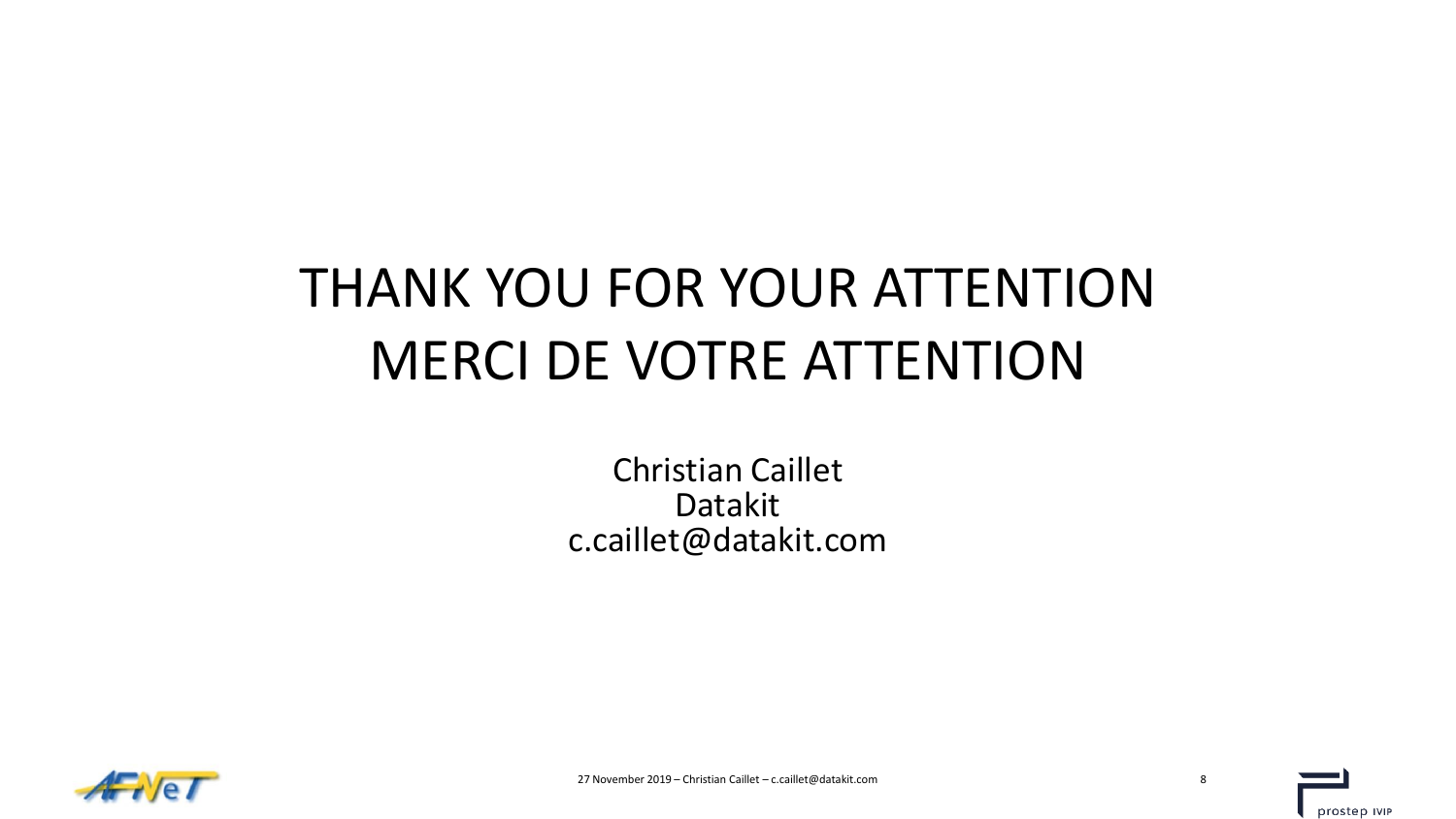# THANK YOU FOR YOUR ATTENTION
# MERCI DE VOTRE ATTENTION

Christian Caillet
Datakit
c.caillet@datakit.com